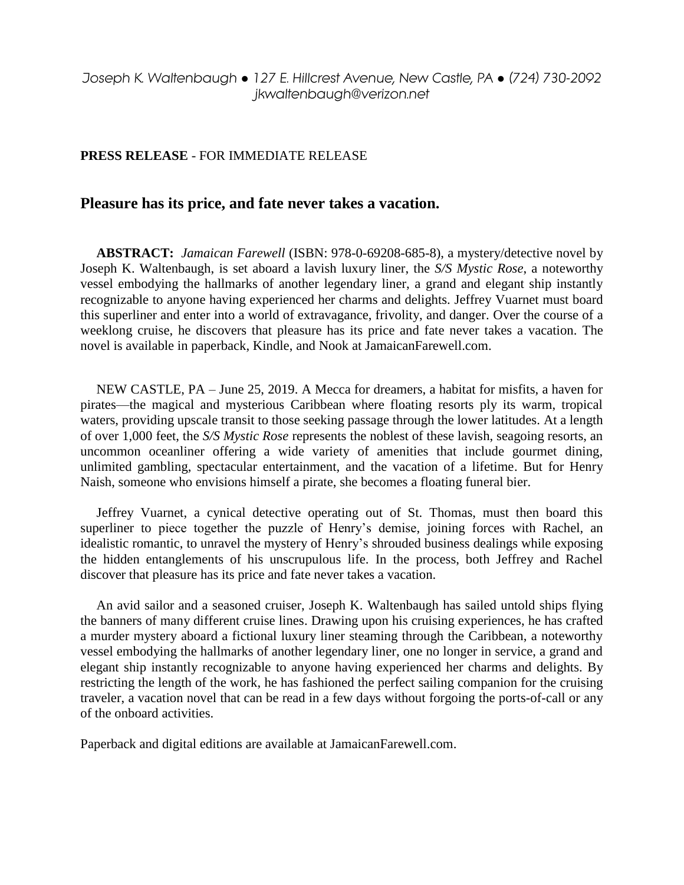*Joseph K. Waltenbaugh ● 127 E. Hillcrest Avenue, New Castle, PA ● (724) 730-2092*
*jkwaltenbaugh@verizon.net*

**PRESS RELEASE** - FOR IMMEDIATE RELEASE

## Pleasure has its price, and fate never takes a vacation.

**ABSTRACT:** *Jamaican Farewell* (ISBN: 978-0-69208-685-8), a mystery/detective novel by Joseph K. Waltenbaugh, is set aboard a lavish luxury liner, the *S/S Mystic Rose*, a noteworthy vessel embodying the hallmarks of another legendary liner, a grand and elegant ship instantly recognizable to anyone having experienced her charms and delights. Jeffrey Vuarnet must board this superliner and enter into a world of extravagance, frivolity, and danger. Over the course of a weeklong cruise, he discovers that pleasure has its price and fate never takes a vacation. The novel is available in paperback, Kindle, and Nook at JamaicanFarewell.com.

NEW CASTLE, PA – June 25, 2019. A Mecca for dreamers, a habitat for misfits, a haven for pirates—the magical and mysterious Caribbean where floating resorts ply its warm, tropical waters, providing upscale transit to those seeking passage through the lower latitudes. At a length of over 1,000 feet, the *S/S Mystic Rose* represents the noblest of these lavish, seagoing resorts, an uncommon oceanliner offering a wide variety of amenities that include gourmet dining, unlimited gambling, spectacular entertainment, and the vacation of a lifetime. But for Henry Naish, someone who envisions himself a pirate, she becomes a floating funeral bier.

Jeffrey Vuarnet, a cynical detective operating out of St. Thomas, must then board this superliner to piece together the puzzle of Henry's demise, joining forces with Rachel, an idealistic romantic, to unravel the mystery of Henry's shrouded business dealings while exposing the hidden entanglements of his unscrupulous life. In the process, both Jeffrey and Rachel discover that pleasure has its price and fate never takes a vacation.

An avid sailor and a seasoned cruiser, Joseph K. Waltenbaugh has sailed untold ships flying the banners of many different cruise lines. Drawing upon his cruising experiences, he has crafted a murder mystery aboard a fictional luxury liner steaming through the Caribbean, a noteworthy vessel embodying the hallmarks of another legendary liner, one no longer in service, a grand and elegant ship instantly recognizable to anyone having experienced her charms and delights. By restricting the length of the work, he has fashioned the perfect sailing companion for the cruising traveler, a vacation novel that can be read in a few days without forgoing the ports-of-call or any of the onboard activities.

Paperback and digital editions are available at JamaicanFarewell.com.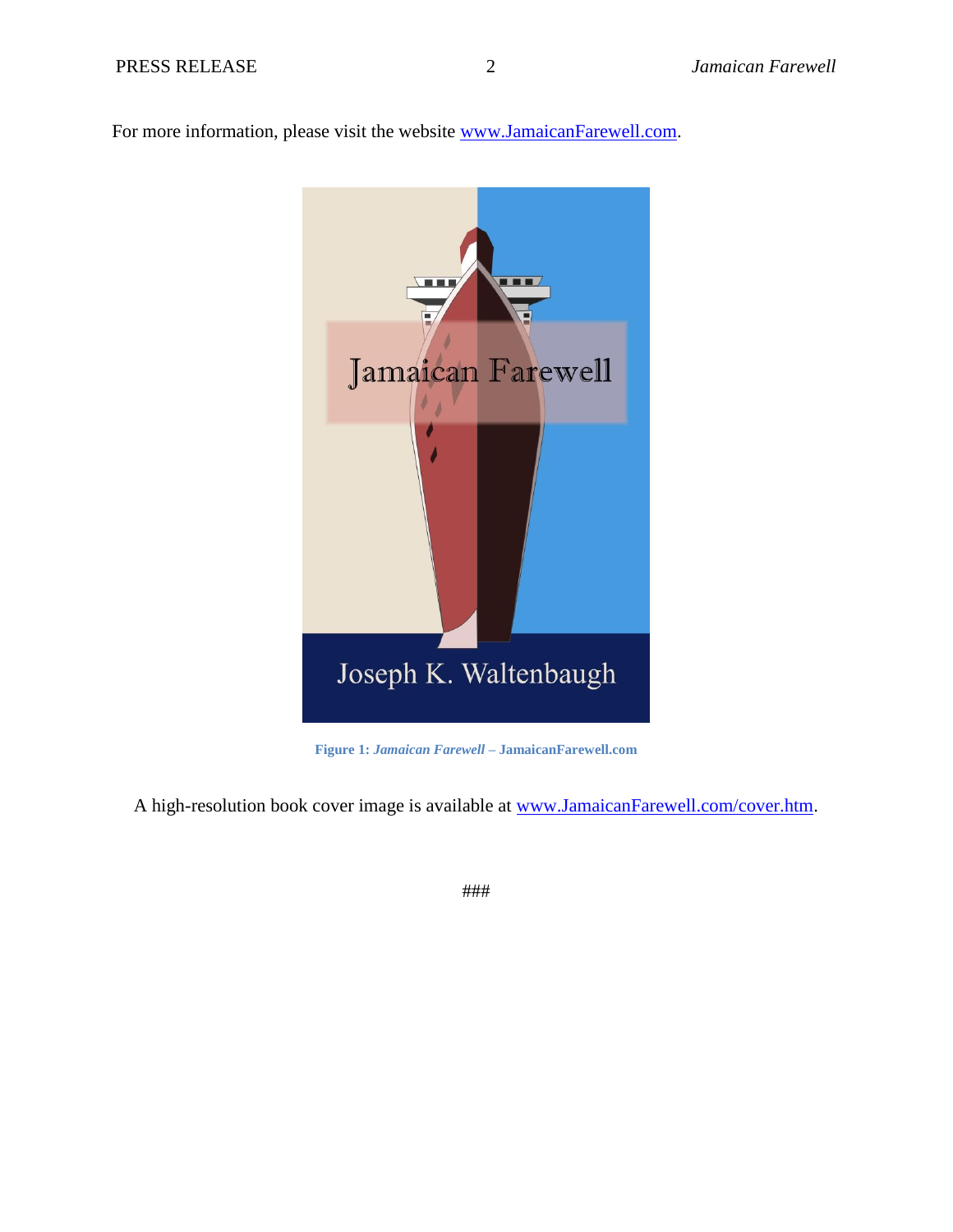For more information, please visit the website www.JamaicanFarewell.com.

**Figure 1:** ***Jamaican Farewell*** **– JamaicanFarewell.com**

A high-resolution book cover image is available at www.JamaicanFarewell.com/cover.htm.

###